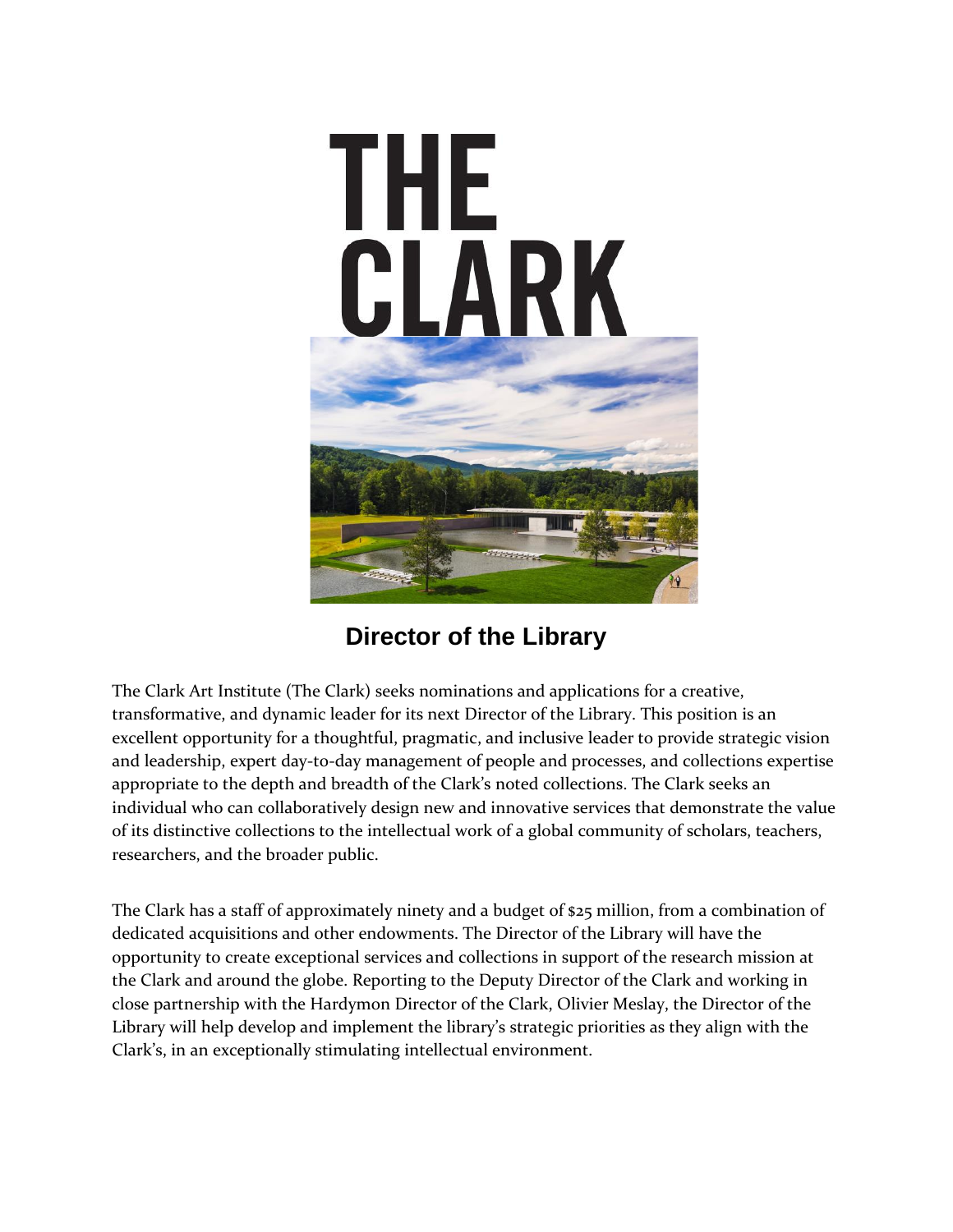# THE CLARK

## Director of the Library

The Clark Art Institute (The Clark) seeks nominations and applications for a creative, transformative, and dynamic leader for its next Director of the Library. This position is an excellent opportunity for a thoughtful, pragmatic, and inclusive leader to provide strategic vision and leadership, expert day-to-day management of people and processes, and collections expertise appropriate to the depth and breadth of the Clark's noted collections. The Clark seeks an individual who can collaboratively design new and innovative services that demonstrate the value of its distinctive collections to the intellectual work of a global community of scholars, teachers, researchers, and the broader public.

The Clark has a staff of approximately ninety and a budget of $25 million, from a combination of dedicated acquisitions and other endowments. The Director of the Library will have the opportunity to create exceptional services and collections in support of the research mission at the Clark and around the globe. Reporting to the Deputy Director of the Clark and working in close partnership with the Hardymon Director of the Clark, Olivier Meslay, the Director of the Library will help develop and implement the library's strategic priorities as they align with the Clark's, in an exceptionally stimulating intellectual environment.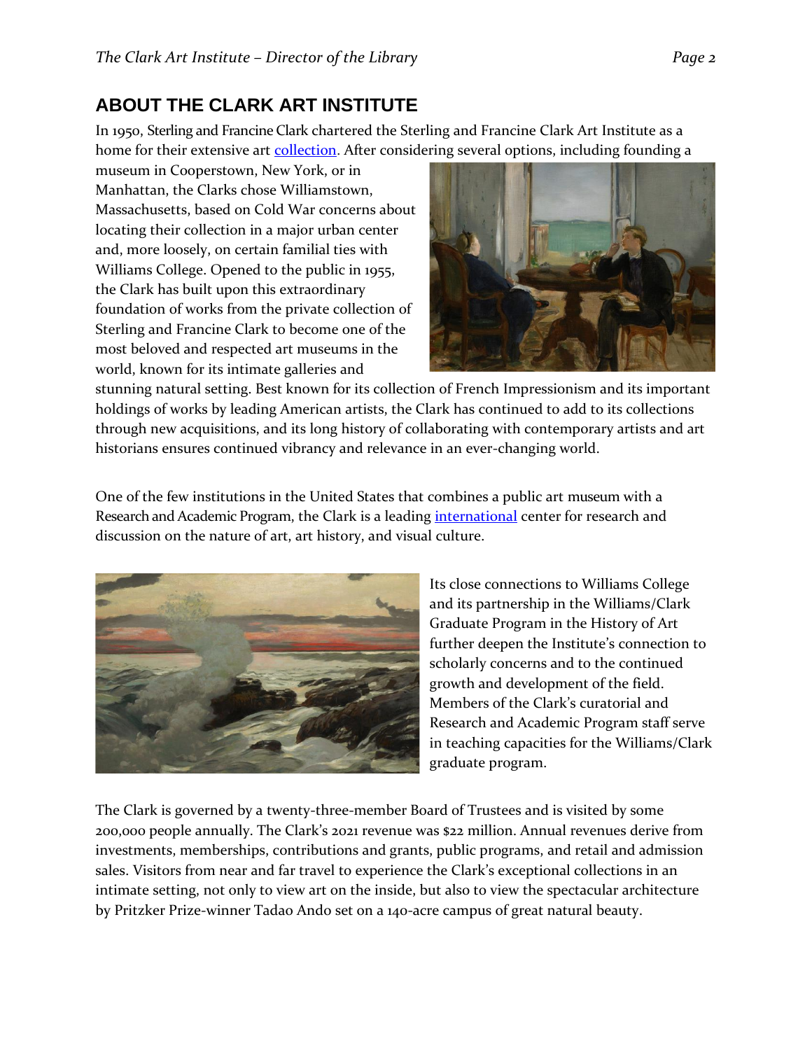## ABOUT THE CLARK ART INSTITUTE

In 1950, Sterling and Francine Clark chartered the Sterling and Francine Clark Art Institute as a home for their extensive art collection. After considering several options, including founding a museum in Cooperstown, New York, or in Manhattan, the Clarks chose Williamstown, Massachusetts, based on Cold War concerns about locating their collection in a major urban center and, more loosely, on certain familial ties with Williams College. Opened to the public in 1955, the Clark has built upon this extraordinary foundation of works from the private collection of Sterling and Francine Clark to become one of the most beloved and respected art museums in the world, known for its intimate galleries and stunning natural setting. Best known for its collection of French Impressionism and its important holdings of works by leading American artists, the Clark has continued to add to its collections through new acquisitions, and its long history of collaborating with contemporary artists and art historians ensures continued vibrancy and relevance in an ever-changing world.

One of the few institutions in the United States that combines a public art museum with a Research and Academic Program, the Clark is a leading international center for research and discussion on the nature of art, art history, and visual culture.

Its close connections to Williams College and its partnership in the Williams/Clark Graduate Program in the History of Art further deepen the Institute's connection to scholarly concerns and to the continued growth and development of the field. Members of the Clark's curatorial and Research and Academic Program staff serve in teaching capacities for the Williams/Clark graduate program.

The Clark is governed by a twenty-three-member Board of Trustees and is visited by some 200,000 people annually. The Clark's 2021 revenue was $22 million. Annual revenues derive from investments, memberships, contributions and grants, public programs, and retail and admission sales. Visitors from near and far travel to experience the Clark's exceptional collections in an intimate setting, not only to view art on the inside, but also to view the spectacular architecture by Pritzker Prize-winner Tadao Ando set on a 140-acre campus of great natural beauty.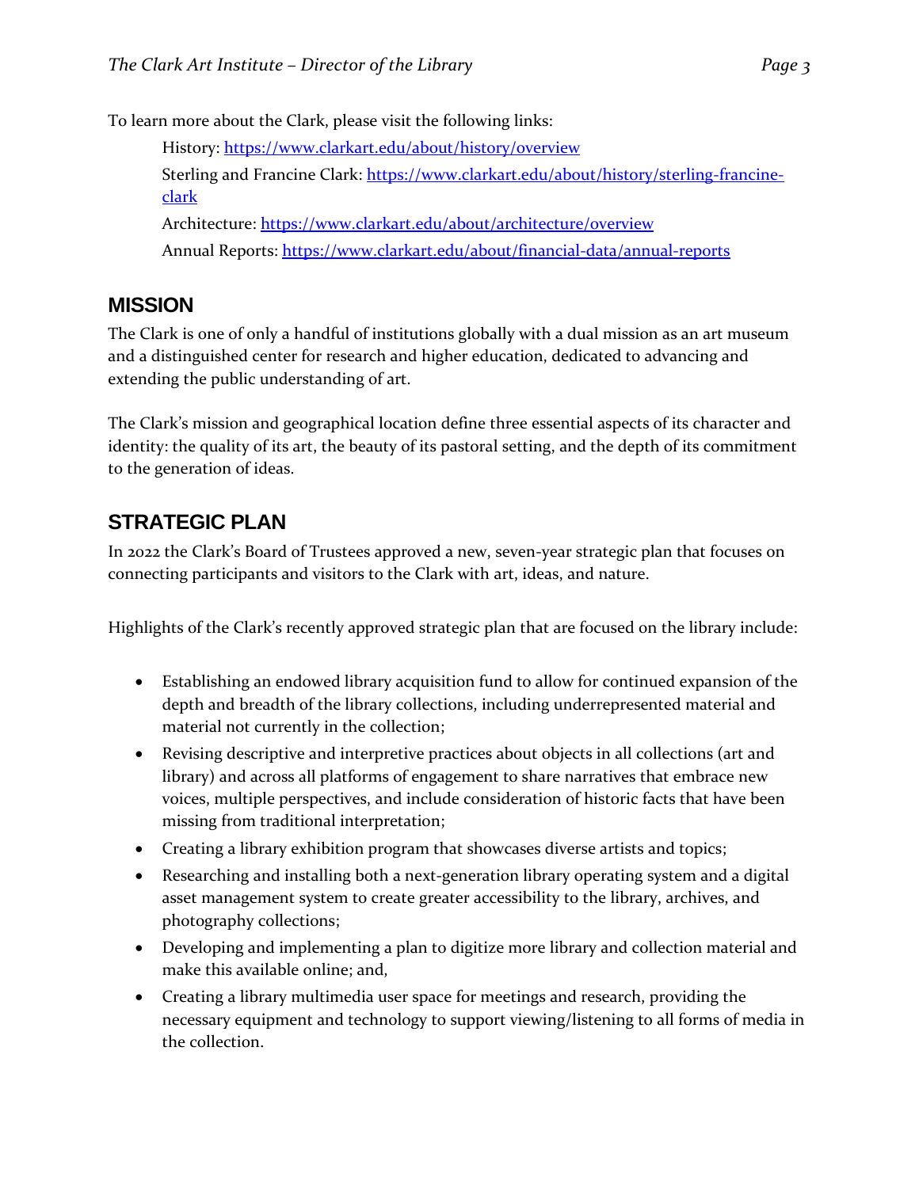To learn more about the Clark, please visit the following links:

History: https://www.clarkart.edu/about/history/overview

Sterling and Francine Clark: https://www.clarkart.edu/about/history/sterling-francine-clark

Architecture: https://www.clarkart.edu/about/architecture/overview

Annual Reports: https://www.clarkart.edu/about/financial-data/annual-reports

## MISSION

The Clark is one of only a handful of institutions globally with a dual mission as an art museum and a distinguished center for research and higher education, dedicated to advancing and extending the public understanding of art.

The Clark's mission and geographical location define three essential aspects of its character and identity: the quality of its art, the beauty of its pastoral setting, and the depth of its commitment to the generation of ideas.

## STRATEGIC PLAN

In 2022 the Clark's Board of Trustees approved a new, seven-year strategic plan that focuses on connecting participants and visitors to the Clark with art, ideas, and nature.

Highlights of the Clark's recently approved strategic plan that are focused on the library include:

- Establishing an endowed library acquisition fund to allow for continued expansion of the depth and breadth of the library collections, including underrepresented material and material not currently in the collection;
- Revising descriptive and interpretive practices about objects in all collections (art and library) and across all platforms of engagement to share narratives that embrace new voices, multiple perspectives, and include consideration of historic facts that have been missing from traditional interpretation;
- Creating a library exhibition program that showcases diverse artists and topics;
- Researching and installing both a next-generation library operating system and a digital asset management system to create greater accessibility to the library, archives, and photography collections;
- Developing and implementing a plan to digitize more library and collection material and make this available online; and,
- Creating a library multimedia user space for meetings and research, providing the necessary equipment and technology to support viewing/listening to all forms of media in the collection.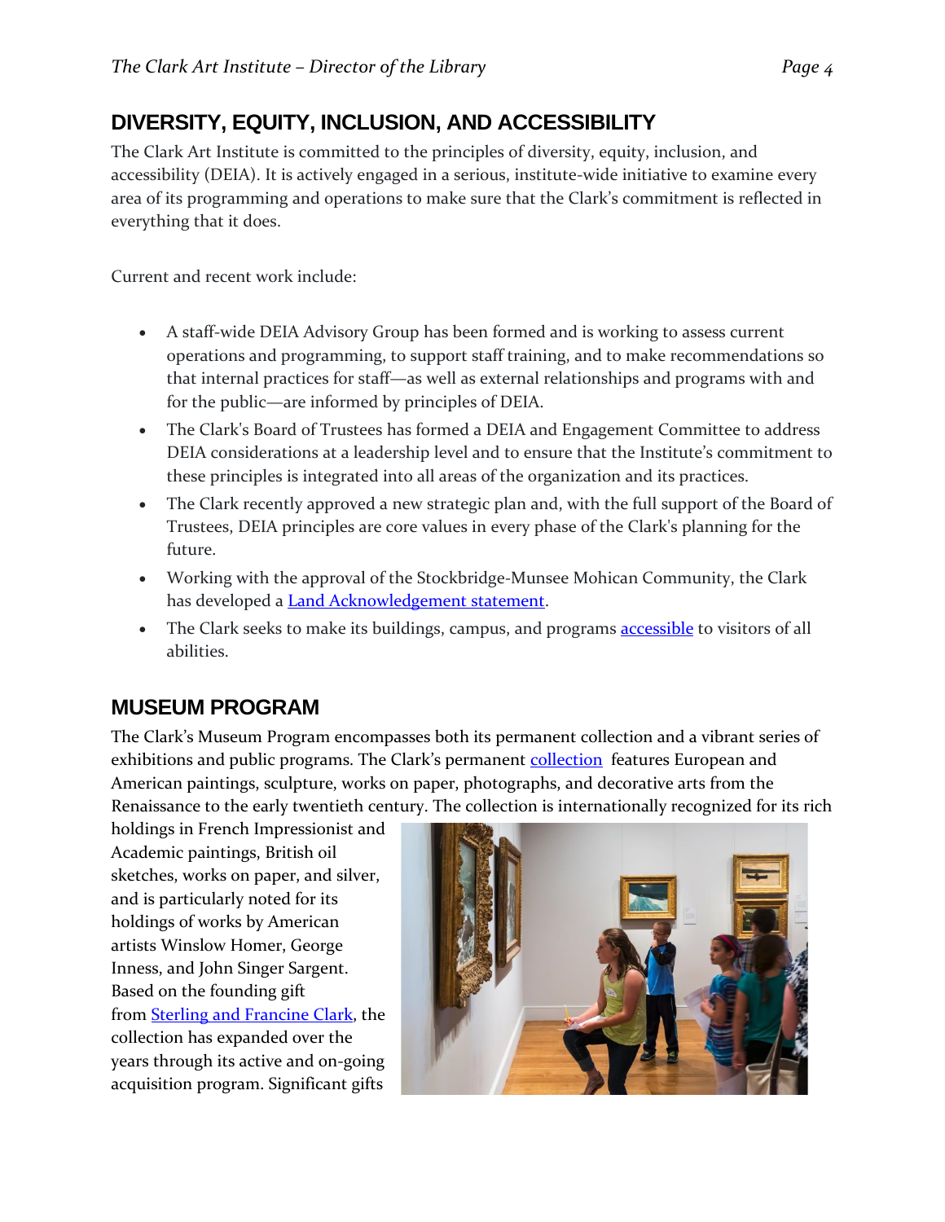## DIVERSITY, EQUITY, INCLUSION, AND ACCESSIBILITY

The Clark Art Institute is committed to the principles of diversity, equity, inclusion, and accessibility (DEIA). It is actively engaged in a serious, institute-wide initiative to examine every area of its programming and operations to make sure that the Clark's commitment is reflected in everything that it does.

Current and recent work include:

- A staff-wide DEIA Advisory Group has been formed and is working to assess current operations and programming, to support staff training, and to make recommendations so that internal practices for staff—as well as external relationships and programs with and for the public—are informed by principles of DEIA.
- The Clark's Board of Trustees has formed a DEIA and Engagement Committee to address DEIA considerations at a leadership level and to ensure that the Institute's commitment to these principles is integrated into all areas of the organization and its practices.
- The Clark recently approved a new strategic plan and, with the full support of the Board of Trustees, DEIA principles are core values in every phase of the Clark's planning for the future.
- Working with the approval of the Stockbridge-Munsee Mohican Community, the Clark has developed a Land Acknowledgement statement.
- The Clark seeks to make its buildings, campus, and programs accessible to visitors of all abilities.

## MUSEUM PROGRAM

The Clark's Museum Program encompasses both its permanent collection and a vibrant series of exhibitions and public programs. The Clark's permanent collection features European and American paintings, sculpture, works on paper, photographs, and decorative arts from the Renaissance to the early twentieth century. The collection is internationally recognized for its rich holdings in French Impressionist and Academic paintings, British oil sketches, works on paper, and silver, and is particularly noted for its holdings of works by American artists Winslow Homer, George Inness, and John Singer Sargent. Based on the founding gift from Sterling and Francine Clark, the collection has expanded over the years through its active and on-going acquisition program. Significant gifts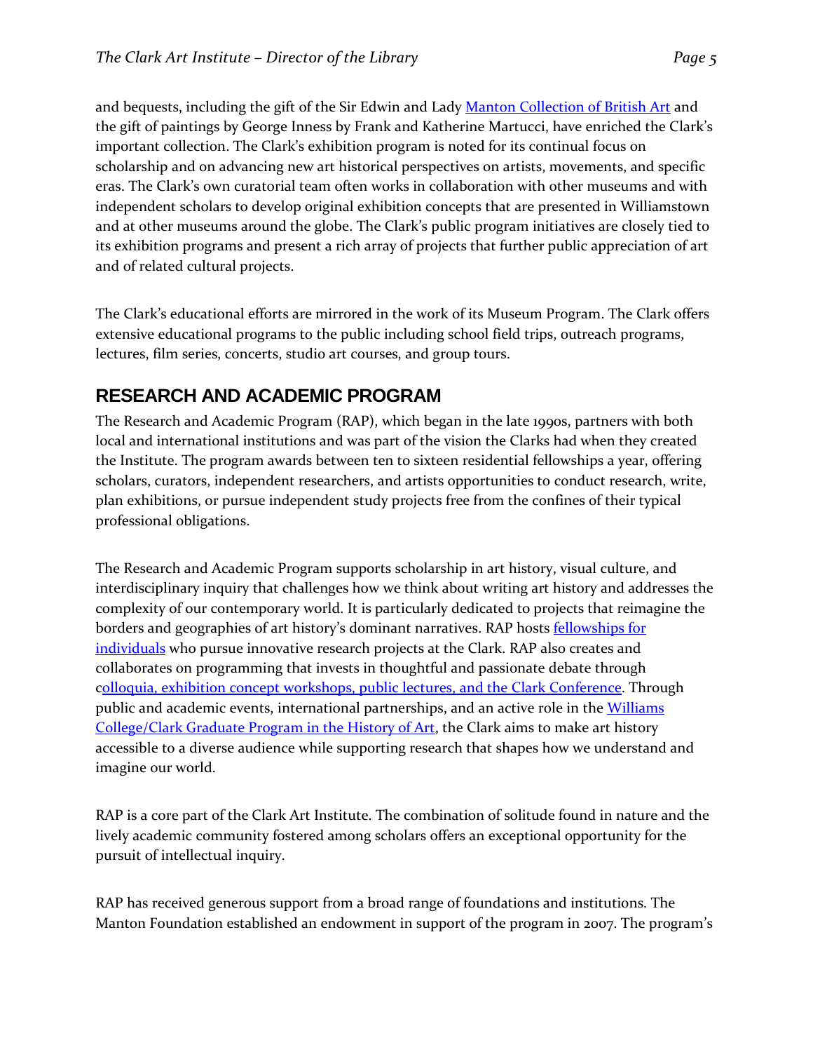and bequests, including the gift of the Sir Edwin and Lady Manton Collection of British Art and the gift of paintings by George Inness by Frank and Katherine Martucci, have enriched the Clark's important collection. The Clark's exhibition program is noted for its continual focus on scholarship and on advancing new art historical perspectives on artists, movements, and specific eras. The Clark's own curatorial team often works in collaboration with other museums and with independent scholars to develop original exhibition concepts that are presented in Williamstown and at other museums around the globe. The Clark's public program initiatives are closely tied to its exhibition programs and present a rich array of projects that further public appreciation of art and of related cultural projects.

The Clark's educational efforts are mirrored in the work of its Museum Program. The Clark offers extensive educational programs to the public including school field trips, outreach programs, lectures, film series, concerts, studio art courses, and group tours.

## RESEARCH AND ACADEMIC PROGRAM

The Research and Academic Program (RAP), which began in the late 1990s, partners with both local and international institutions and was part of the vision the Clarks had when they created the Institute. The program awards between ten to sixteen residential fellowships a year, offering scholars, curators, independent researchers, and artists opportunities to conduct research, write, plan exhibitions, or pursue independent study projects free from the confines of their typical professional obligations.

The Research and Academic Program supports scholarship in art history, visual culture, and interdisciplinary inquiry that challenges how we think about writing art history and addresses the complexity of our contemporary world. It is particularly dedicated to projects that reimagine the borders and geographies of art history's dominant narratives. RAP hosts fellowships for individuals who pursue innovative research projects at the Clark. RAP also creates and collaborates on programming that invests in thoughtful and passionate debate through colloquia, exhibition concept workshops, public lectures, and the Clark Conference. Through public and academic events, international partnerships, and an active role in the Williams College/Clark Graduate Program in the History of Art, the Clark aims to make art history accessible to a diverse audience while supporting research that shapes how we understand and imagine our world.

RAP is a core part of the Clark Art Institute. The combination of solitude found in nature and the lively academic community fostered among scholars offers an exceptional opportunity for the pursuit of intellectual inquiry.

RAP has received generous support from a broad range of foundations and institutions. The Manton Foundation established an endowment in support of the program in 2007. The program's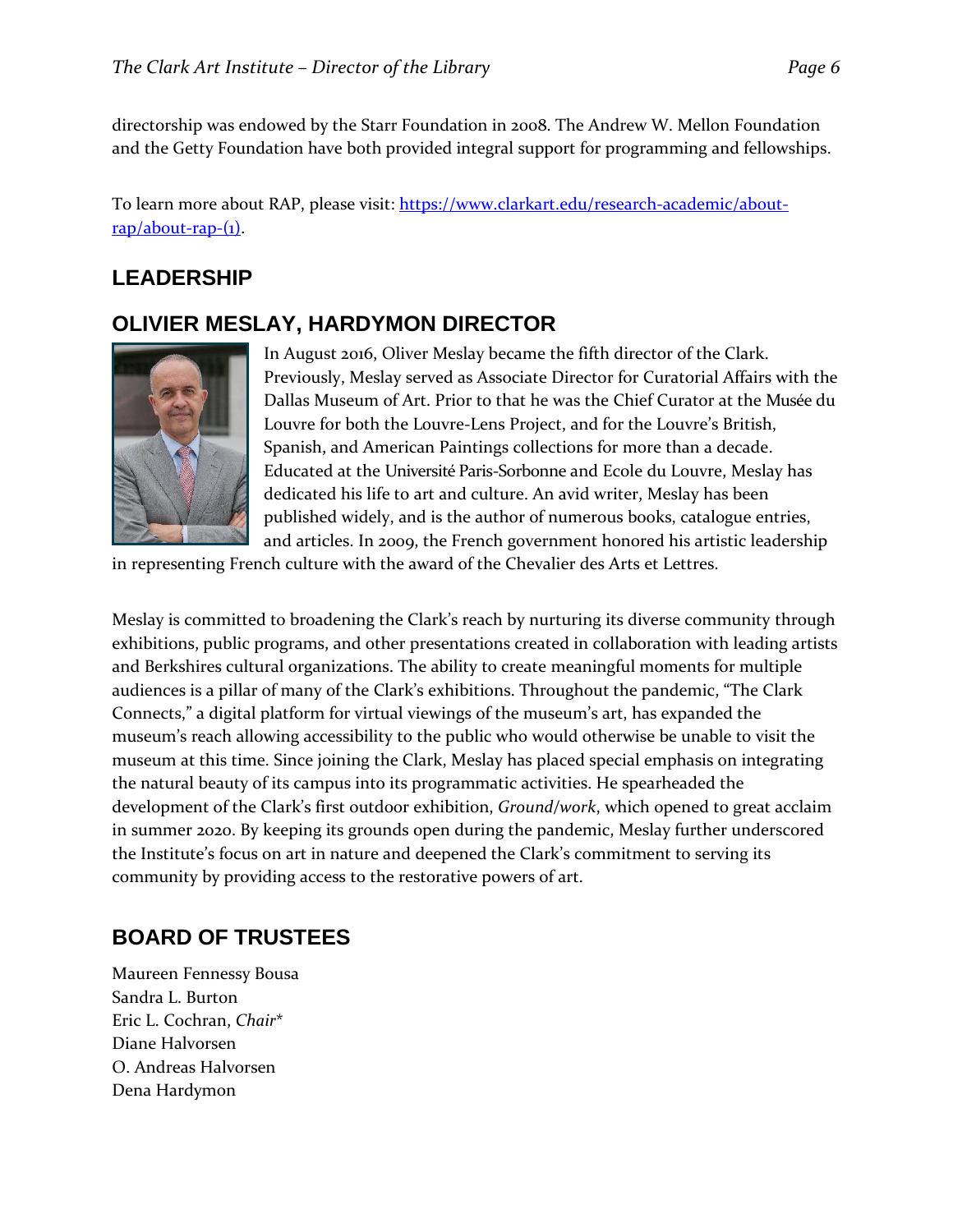directorship was endowed by the Starr Foundation in 2008. The Andrew W. Mellon Foundation and the Getty Foundation have both provided integral support for programming and fellowships.

To learn more about RAP, please visit: [https://www.clarkart.edu/research-academic/about-rap/about-rap-(1)](https://www.clarkart.edu/research-academic/about-rap/about-rap-(1)).

## LEADERSHIP

## OLIVIER MESLAY, HARDYMON DIRECTOR

In August 2016, Oliver Meslay became the fifth director of the Clark. Previously, Meslay served as Associate Director for Curatorial Affairs with the Dallas Museum of Art. Prior to that he was the Chief Curator at the Musée du Louvre for both the Louvre-Lens Project, and for the Louvre's British, Spanish, and American Paintings collections for more than a decade. Educated at the Université Paris-Sorbonne and Ecole du Louvre, Meslay has dedicated his life to art and culture. An avid writer, Meslay has been published widely, and is the author of numerous books, catalogue entries, and articles. In 2009, the French government honored his artistic leadership in representing French culture with the award of the Chevalier des Arts et Lettres.

Meslay is committed to broadening the Clark's reach by nurturing its diverse community through exhibitions, public programs, and other presentations created in collaboration with leading artists and Berkshires cultural organizations. The ability to create meaningful moments for multiple audiences is a pillar of many of the Clark's exhibitions. Throughout the pandemic, "The Clark Connects," a digital platform for virtual viewings of the museum's art, has expanded the museum's reach allowing accessibility to the public who would otherwise be unable to visit the museum at this time. Since joining the Clark, Meslay has placed special emphasis on integrating the natural beauty of its campus into its programmatic activities. He spearheaded the development of the Clark's first outdoor exhibition, *Ground/work*, which opened to great acclaim in summer 2020. By keeping its grounds open during the pandemic, Meslay further underscored the Institute's focus on art in nature and deepened the Clark's commitment to serving its community by providing access to the restorative powers of art.

## BOARD OF TRUSTEES

Maureen Fennessy Bousa
Sandra L. Burton
Eric L. Cochran, *Chair**
Diane Halvorsen
O. Andreas Halvorsen
Dena Hardymon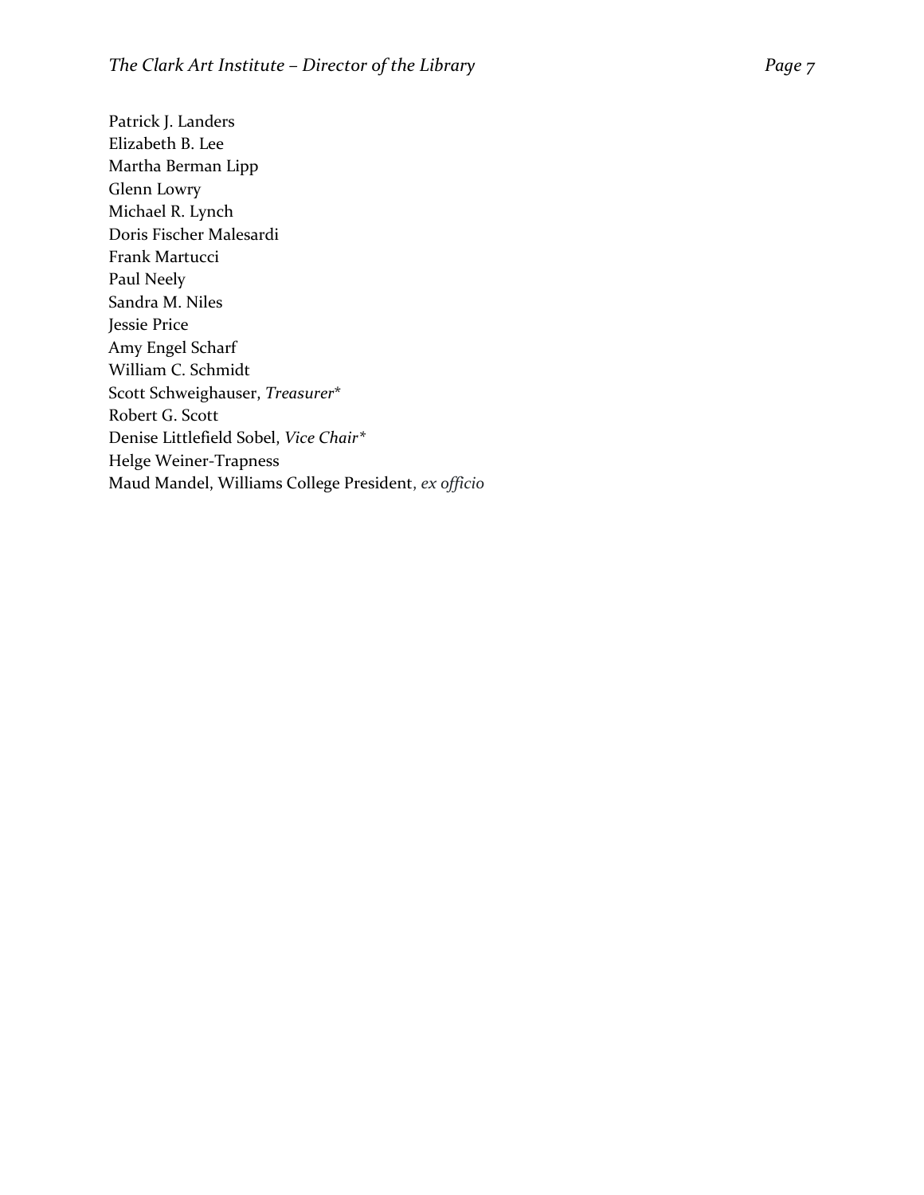Patrick J. Landers
Elizabeth B. Lee
Martha Berman Lipp
Glenn Lowry
Michael R. Lynch
Doris Fischer Malesardi
Frank Martucci
Paul Neely
Sandra M. Niles
Jessie Price
Amy Engel Scharf
William C. Schmidt
Scott Schweighauser, *Treasurer**
Robert G. Scott
Denise Littlefield Sobel, *Vice Chair**
Helge Weiner-Trapness
Maud Mandel, Williams College President, *ex officio*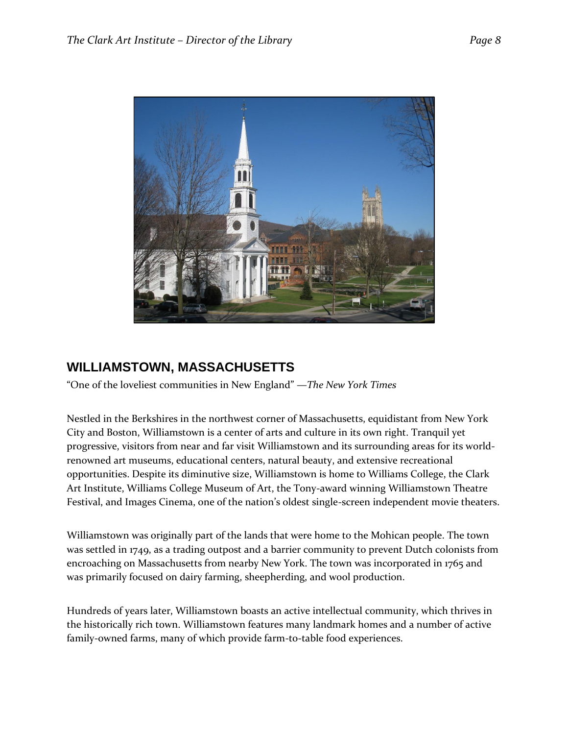## WILLIAMSTOWN, MASSACHUSETTS

"One of the loveliest communities in New England" —*The New York Times*

Nestled in the Berkshires in the northwest corner of Massachusetts, equidistant from New York City and Boston, Williamstown is a center of arts and culture in its own right. Tranquil yet progressive, visitors from near and far visit Williamstown and its surrounding areas for its world-renowned art museums, educational centers, natural beauty, and extensive recreational opportunities. Despite its diminutive size, Williamstown is home to Williams College, the Clark Art Institute, Williams College Museum of Art, the Tony-award winning Williamstown Theatre Festival, and Images Cinema, one of the nation's oldest single-screen independent movie theaters.

Williamstown was originally part of the lands that were home to the Mohican people. The town was settled in 1749, as a trading outpost and a barrier community to prevent Dutch colonists from encroaching on Massachusetts from nearby New York. The town was incorporated in 1765 and was primarily focused on dairy farming, sheepherding, and wool production.

Hundreds of years later, Williamstown boasts an active intellectual community, which thrives in the historically rich town. Williamstown features many landmark homes and a number of active family-owned farms, many of which provide farm-to-table food experiences.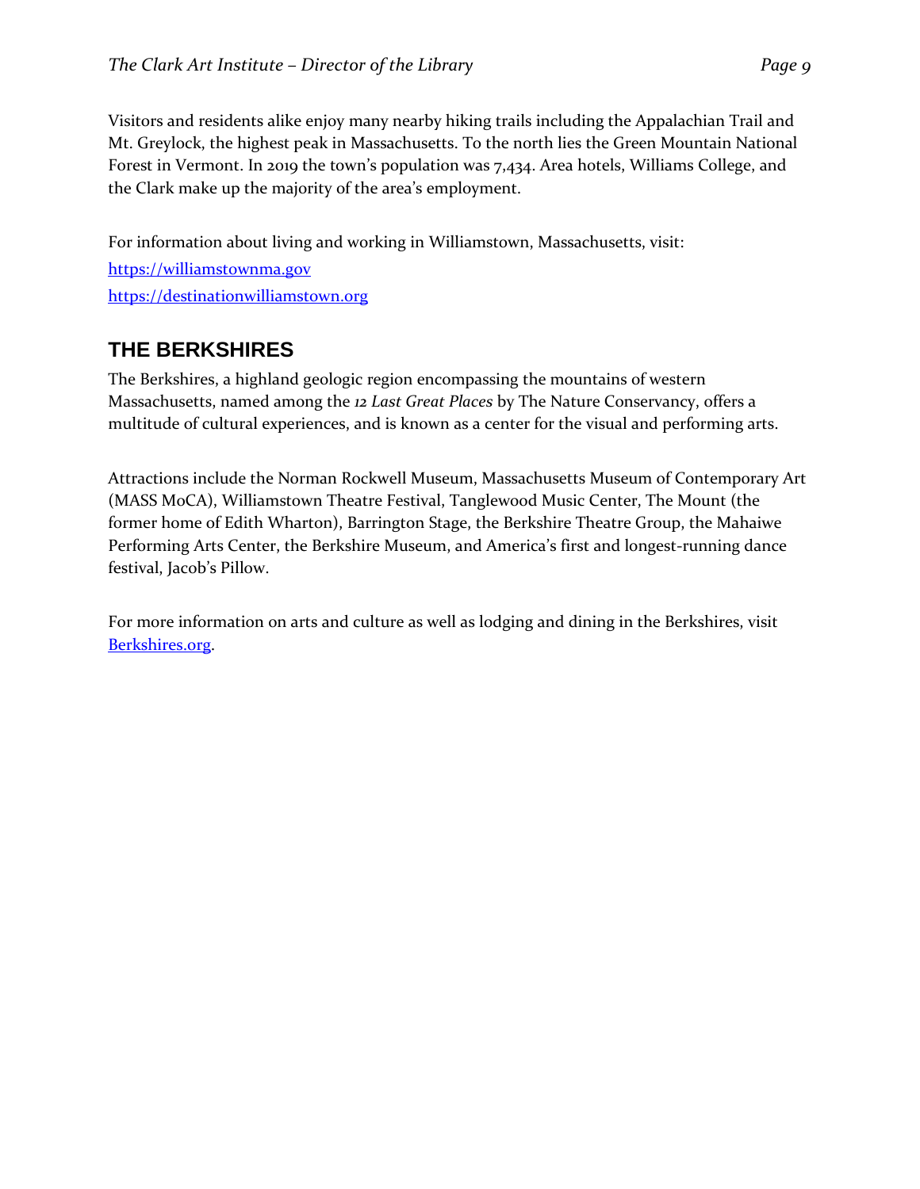Visitors and residents alike enjoy many nearby hiking trails including the Appalachian Trail and Mt. Greylock, the highest peak in Massachusetts. To the north lies the Green Mountain National Forest in Vermont. In 2019 the town's population was 7,434. Area hotels, Williams College, and the Clark make up the majority of the area's employment.

For information about living and working in Williamstown, Massachusetts, visit:

[https://williamstownma.gov](https://williamstownma.gov)

[https://destinationwilliamstown.org](https://destinationwilliamstown.org)

## THE BERKSHIRES

The Berkshires, a highland geologic region encompassing the mountains of western Massachusetts, named among the *12 Last Great Places* by The Nature Conservancy, offers a multitude of cultural experiences, and is known as a center for the visual and performing arts.

Attractions include the Norman Rockwell Museum, Massachusetts Museum of Contemporary Art (MASS MoCA), Williamstown Theatre Festival, Tanglewood Music Center, The Mount (the former home of Edith Wharton), Barrington Stage, the Berkshire Theatre Group, the Mahaiwe Performing Arts Center, the Berkshire Museum, and America's first and longest-running dance festival, Jacob's Pillow.

For more information on arts and culture as well as lodging and dining in the Berkshires, visit [Berkshires.org](https://Berkshires.org).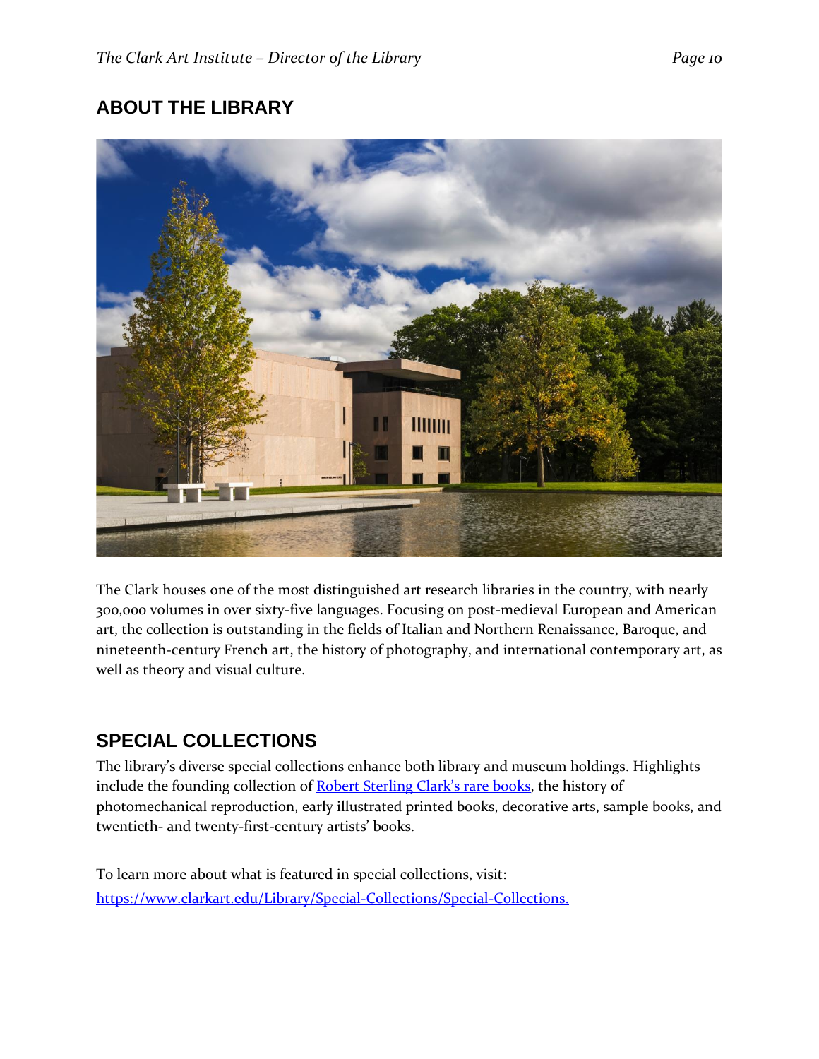## ABOUT THE LIBRARY

The Clark houses one of the most distinguished art research libraries in the country, with nearly 300,000 volumes in over sixty-five languages. Focusing on post-medieval European and American art, the collection is outstanding in the fields of Italian and Northern Renaissance, Baroque, and nineteenth-century French art, the history of photography, and international contemporary art, as well as theory and visual culture.

## SPECIAL COLLECTIONS

The library's diverse special collections enhance both library and museum holdings. Highlights include the founding collection of Robert Sterling Clark's rare books, the history of photomechanical reproduction, early illustrated printed books, decorative arts, sample books, and twentieth- and twenty-first-century artists' books.

To learn more about what is featured in special collections, visit: https://www.clarkart.edu/Library/Special-Collections/Special-Collections.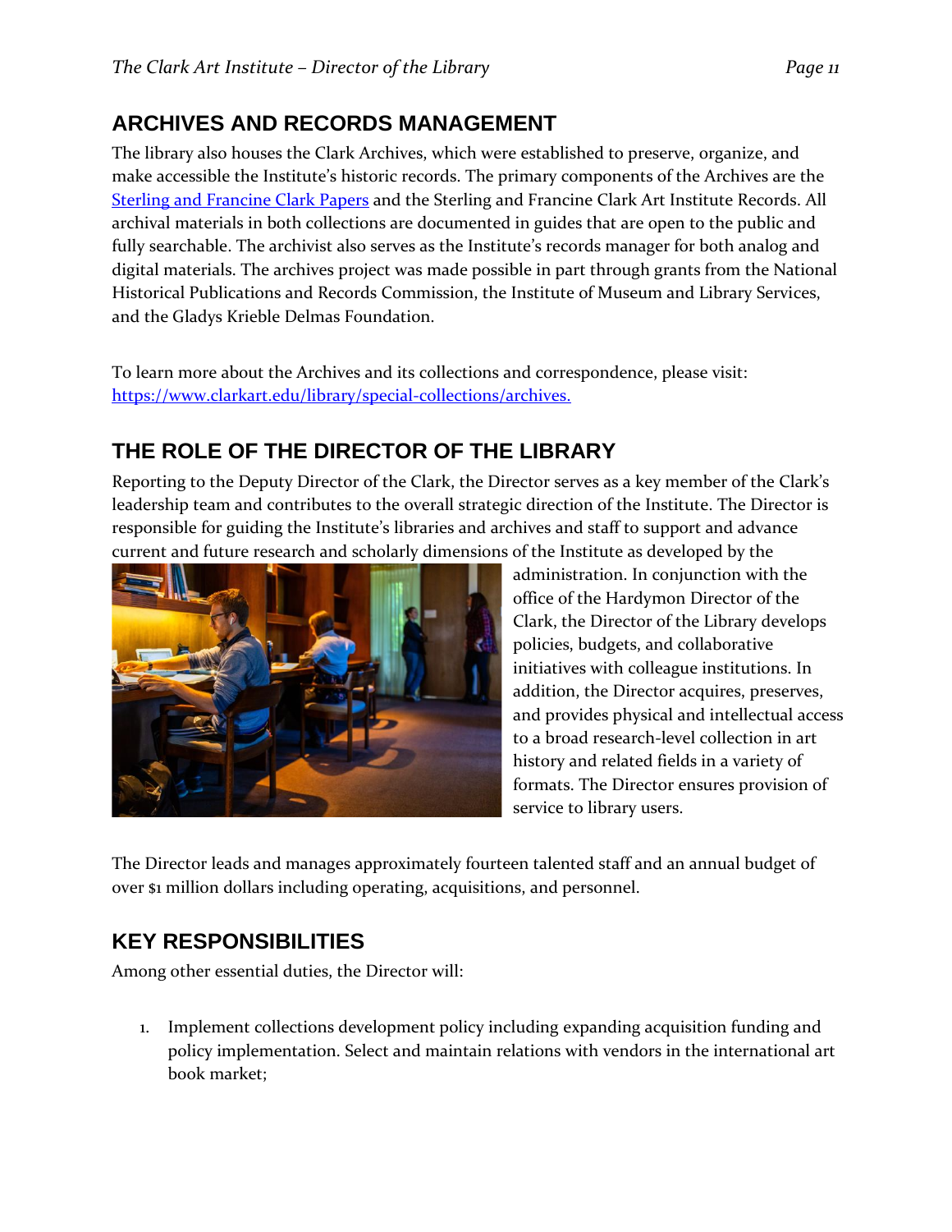## ARCHIVES AND RECORDS MANAGEMENT

The library also houses the Clark Archives, which were established to preserve, organize, and make accessible the Institute's historic records. The primary components of the Archives are the [Sterling and Francine Clark Papers] and the Sterling and Francine Clark Art Institute Records. All archival materials in both collections are documented in guides that are open to the public and fully searchable. The archivist also serves as the Institute's records manager for both analog and digital materials. The archives project was made possible in part through grants from the National Historical Publications and Records Commission, the Institute of Museum and Library Services, and the Gladys Krieble Delmas Foundation.

To learn more about the Archives and its collections and correspondence, please visit: https://www.clarkart.edu/library/special-collections/archives.

## THE ROLE OF THE DIRECTOR OF THE LIBRARY

Reporting to the Deputy Director of the Clark, the Director serves as a key member of the Clark's leadership team and contributes to the overall strategic direction of the Institute. The Director is responsible for guiding the Institute's libraries and archives and staff to support and advance current and future research and scholarly dimensions of the Institute as developed by the administration. In conjunction with the office of the Hardymon Director of the Clark, the Director of the Library develops policies, budgets, and collaborative initiatives with colleague institutions. In addition, the Director acquires, preserves, and provides physical and intellectual access to a broad research-level collection in art history and related fields in a variety of formats. The Director ensures provision of service to library users.

The Director leads and manages approximately fourteen talented staff and an annual budget of over $1 million dollars including operating, acquisitions, and personnel.

## KEY RESPONSIBILITIES

Among other essential duties, the Director will:

1. Implement collections development policy including expanding acquisition funding and policy implementation. Select and maintain relations with vendors in the international art book market;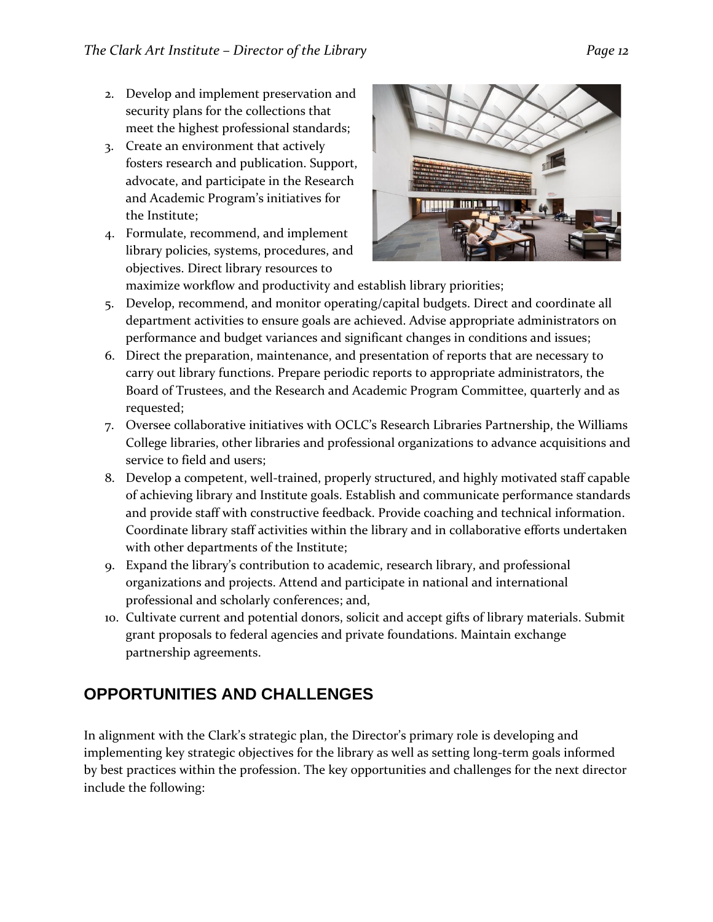2. Develop and implement preservation and security plans for the collections that meet the highest professional standards;
3. Create an environment that actively fosters research and publication. Support, advocate, and participate in the Research and Academic Program's initiatives for the Institute;
4. Formulate, recommend, and implement library policies, systems, procedures, and objectives. Direct library resources to maximize workflow and productivity and establish library priorities;
5. Develop, recommend, and monitor operating/capital budgets. Direct and coordinate all department activities to ensure goals are achieved. Advise appropriate administrators on performance and budget variances and significant changes in conditions and issues;
6. Direct the preparation, maintenance, and presentation of reports that are necessary to carry out library functions. Prepare periodic reports to appropriate administrators, the Board of Trustees, and the Research and Academic Program Committee, quarterly and as requested;
7. Oversee collaborative initiatives with OCLC's Research Libraries Partnership, the Williams College libraries, other libraries and professional organizations to advance acquisitions and service to field and users;
8. Develop a competent, well-trained, properly structured, and highly motivated staff capable of achieving library and Institute goals. Establish and communicate performance standards and provide staff with constructive feedback. Provide coaching and technical information. Coordinate library staff activities within the library and in collaborative efforts undertaken with other departments of the Institute;
9. Expand the library's contribution to academic, research library, and professional organizations and projects. Attend and participate in national and international professional and scholarly conferences; and,
10. Cultivate current and potential donors, solicit and accept gifts of library materials. Submit grant proposals to federal agencies and private foundations. Maintain exchange partnership agreements.

## OPPORTUNITIES AND CHALLENGES

In alignment with the Clark's strategic plan, the Director's primary role is developing and implementing key strategic objectives for the library as well as setting long-term goals informed by best practices within the profession. The key opportunities and challenges for the next director include the following: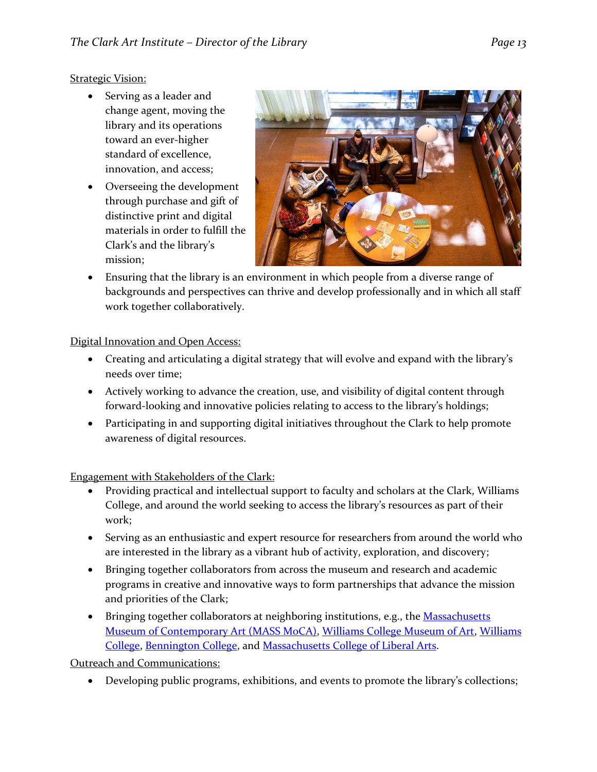Strategic Vision:

- Serving as a leader and change agent, moving the library and its operations toward an ever-higher standard of excellence, innovation, and access;
- Overseeing the development through purchase and gift of distinctive print and digital materials in order to fulfill the Clark's and the library's mission;
- Ensuring that the library is an environment in which people from a diverse range of backgrounds and perspectives can thrive and develop professionally and in which all staff work together collaboratively.

Digital Innovation and Open Access:

- Creating and articulating a digital strategy that will evolve and expand with the library's needs over time;
- Actively working to advance the creation, use, and visibility of digital content through forward-looking and innovative policies relating to access to the library's holdings;
- Participating in and supporting digital initiatives throughout the Clark to help promote awareness of digital resources.

Engagement with Stakeholders of the Clark:

- Providing practical and intellectual support to faculty and scholars at the Clark, Williams College, and around the world seeking to access the library's resources as part of their work;
- Serving as an enthusiastic and expert resource for researchers from around the world who are interested in the library as a vibrant hub of activity, exploration, and discovery;
- Bringing together collaborators from across the museum and research and academic programs in creative and innovative ways to form partnerships that advance the mission and priorities of the Clark;
- Bringing together collaborators at neighboring institutions, e.g., the Massachusetts Museum of Contemporary Art (MASS MoCA), Williams College Museum of Art, Williams College, Bennington College, and Massachusetts College of Liberal Arts.

Outreach and Communications:

- Developing public programs, exhibitions, and events to promote the library's collections;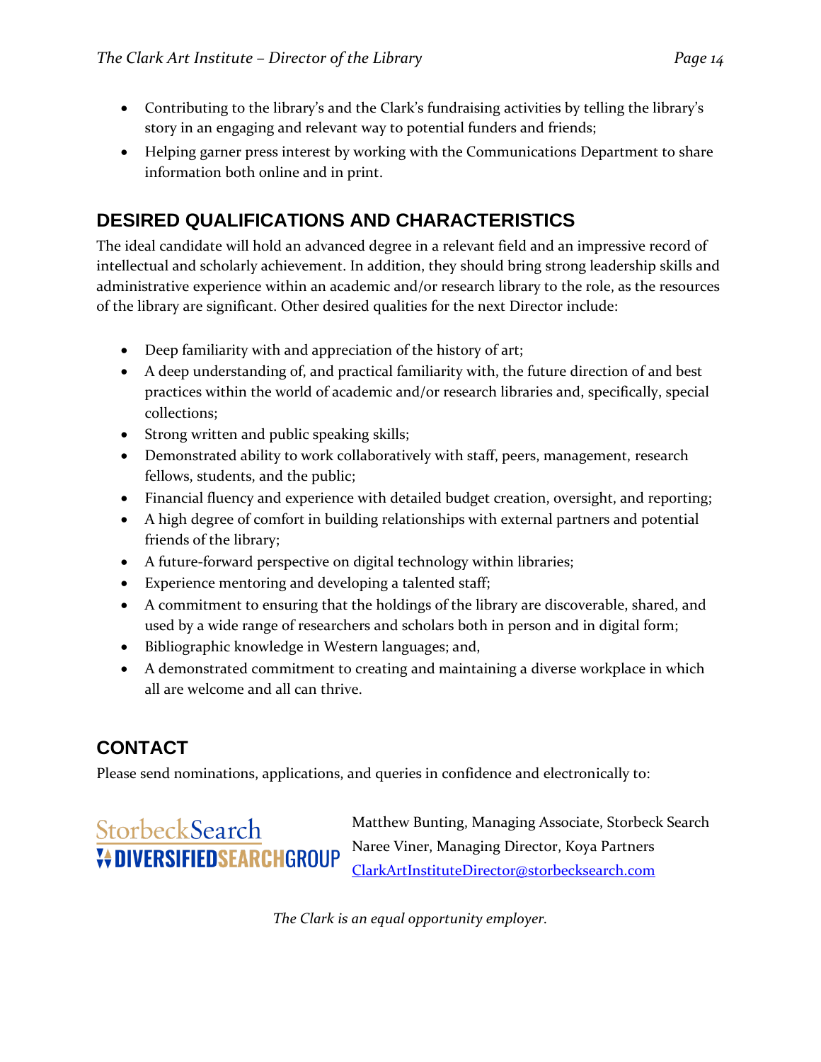- Contributing to the library's and the Clark's fundraising activities by telling the library's story in an engaging and relevant way to potential funders and friends;
- Helping garner press interest by working with the Communications Department to share information both online and in print.

## DESIRED QUALIFICATIONS AND CHARACTERISTICS

The ideal candidate will hold an advanced degree in a relevant field and an impressive record of intellectual and scholarly achievement. In addition, they should bring strong leadership skills and administrative experience within an academic and/or research library to the role, as the resources of the library are significant. Other desired qualities for the next Director include:

- Deep familiarity with and appreciation of the history of art;
- A deep understanding of, and practical familiarity with, the future direction of and best practices within the world of academic and/or research libraries and, specifically, special collections;
- Strong written and public speaking skills;
- Demonstrated ability to work collaboratively with staff, peers, management, research fellows, students, and the public;
- Financial fluency and experience with detailed budget creation, oversight, and reporting;
- A high degree of comfort in building relationships with external partners and potential friends of the library;
- A future-forward perspective on digital technology within libraries;
- Experience mentoring and developing a talented staff;
- A commitment to ensuring that the holdings of the library are discoverable, shared, and used by a wide range of researchers and scholars both in person and in digital form;
- Bibliographic knowledge in Western languages; and,
- A demonstrated commitment to creating and maintaining a diverse workplace in which all are welcome and all can thrive.

## CONTACT

Please send nominations, applications, and queries in confidence and electronically to:

StorbeckSearch
DIVERSIFIEDSEARCHGROUP

Matthew Bunting, Managing Associate, Storbeck Search
Naree Viner, Managing Director, Koya Partners
ClarkArtInstituteDirector@storbecksearch.com

*The Clark is an equal opportunity employer.*